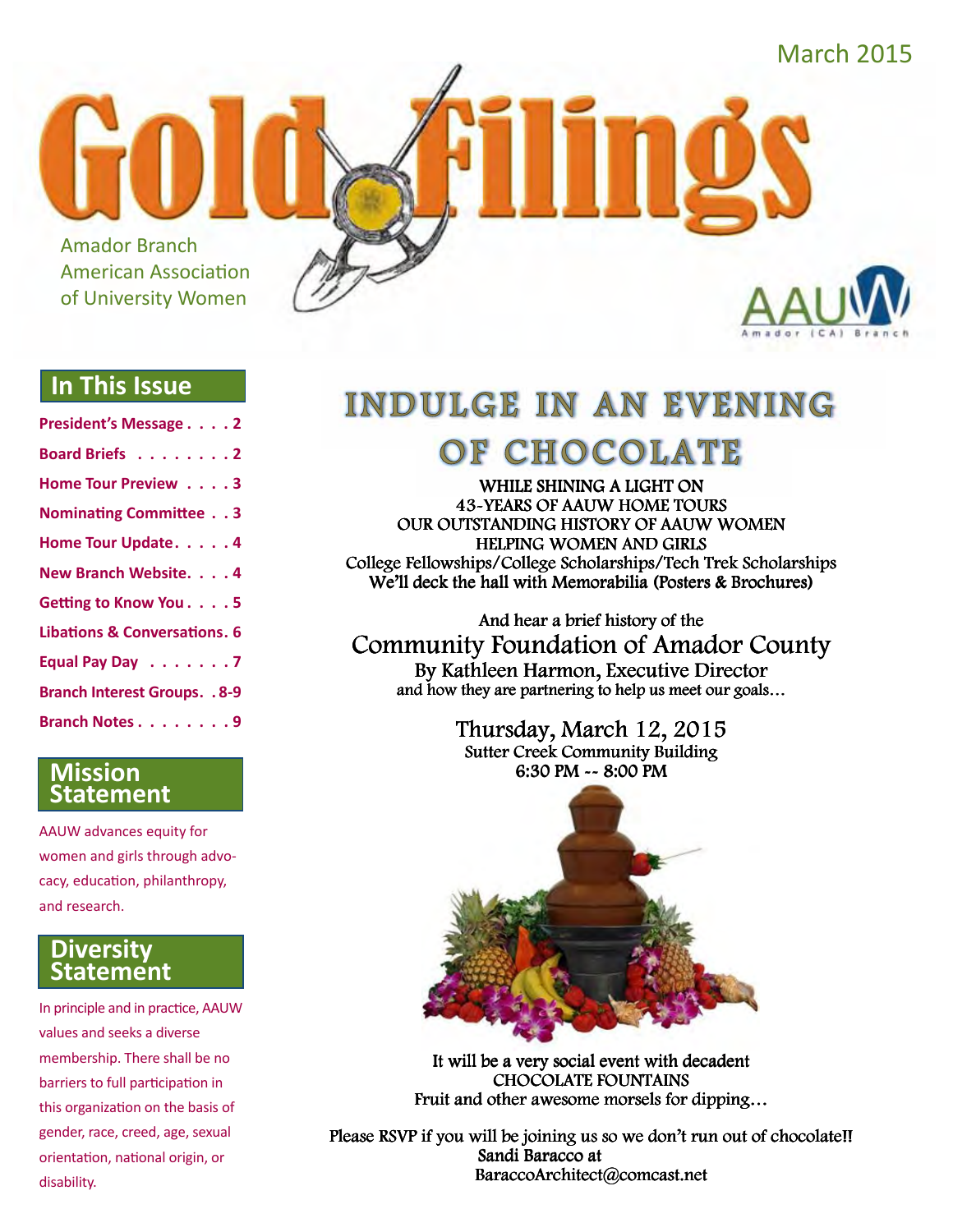March 2015

# Gold Filings

Amador Branch
American Association
of University Women

AAUW Amador (CA) Branch

## In This Issue

- President's Message . . . . 2
- Board Briefs . . . . . . . . 2
- Home Tour Preview . . . . 3
- Nominating Committee . . 3
- Home Tour Update. . . . . 4
- New Branch Website. . . . 4
- Getting to Know You . . . . 5
- Libations & Conversations. 6
- Equal Pay Day . . . . . . . 7
- Branch Interest Groups. . 8-9
- Branch Notes . . . . . . . . 9

## Mission Statement

AAUW advances equity for women and girls through advocacy, education, philanthropy, and research.

## Diversity Statement

In principle and in practice, AAUW values and seeks a diverse membership. There shall be no barriers to full participation in this organization on the basis of gender, race, creed, age, sexual orientation, national origin, or disability.

# INDULGE IN AN EVENING OF CHOCOLATE

**WHILE SHINING A LIGHT ON**
**43-YEARS OF AAUW HOME TOURS**
**OUR OUTSTANDING HISTORY OF AAUW WOMEN**
**HELPING WOMEN AND GIRLS**
College Fellowships/College Scholarships/Tech Trek Scholarships
**We'll deck the hall with Memorabilia (Posters & Brochures)**

And hear a brief history of the
## Community Foundation of Amador County
By Kathleen Harmon, Executive Director
and how they are partnering to help us meet our goals…

### Thursday, March 12, 2015
Sutter Creek Community Building
**6:30 PM -- 8:00 PM**

It will be a very social event with decadent
CHOCOLATE FOUNTAINS
Fruit and other awesome morsels for dipping…

Please RSVP if you will be joining us so we don't run out of chocolate!!
Sandi Baracco at
BaraccoArchitect@comcast.net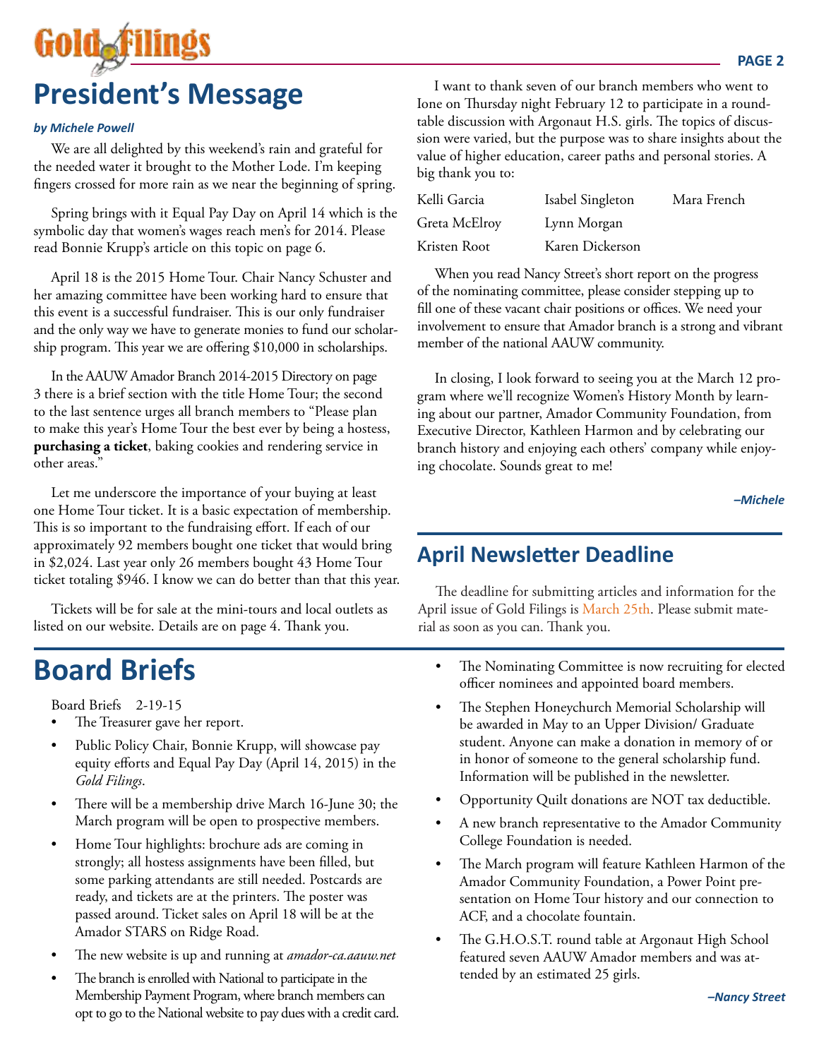# President's Message

***by Michele Powell***

We are all delighted by this weekend's rain and grateful for the needed water it brought to the Mother Lode. I'm keeping fingers crossed for more rain as we near the beginning of spring.

Spring brings with it Equal Pay Day on April 14 which is the symbolic day that women's wages reach men's for 2014. Please read Bonnie Krupp's article on this topic on page 6.

April 18 is the 2015 Home Tour. Chair Nancy Schuster and her amazing committee have been working hard to ensure that this event is a successful fundraiser. This is our only fundraiser and the only way we have to generate monies to fund our scholarship program. This year we are offering $10,000 in scholarships.

In the AAUW Amador Branch 2014-2015 Directory on page 3 there is a brief section with the title Home Tour; the second to the last sentence urges all branch members to "Please plan to make this year's Home Tour the best ever by being a hostess, **purchasing a ticket**, baking cookies and rendering service in other areas."

Let me underscore the importance of your buying at least one Home Tour ticket. It is a basic expectation of membership. This is so important to the fundraising effort. If each of our approximately 92 members bought one ticket that would bring in $2,024. Last year only 26 members bought 43 Home Tour ticket totaling $946. I know we can do better than that this year.

Tickets will be for sale at the mini-tours and local outlets as listed on our website. Details are on page 4. Thank you.

I want to thank seven of our branch members who went to Ione on Thursday night February 12 to participate in a round-table discussion with Argonaut H.S. girls. The topics of discussion were varied, but the purpose was to share insights about the value of higher education, career paths and personal stories. A big thank you to:

| | | |
|---|---|---|
| Kelli Garcia | Isabel Singleton | Mara French |
| Greta McElroy | Lynn Morgan | |
| Kristen Root | Karen Dickerson | |

When you read Nancy Street's short report on the progress of the nominating committee, please consider stepping up to fill one of these vacant chair positions or offices. We need your involvement to ensure that Amador branch is a strong and vibrant member of the national AAUW community.

In closing, I look forward to seeing you at the March 12 program where we'll recognize Women's History Month by learning about our partner, Amador Community Foundation, from Executive Director, Kathleen Harmon and by celebrating our branch history and enjoying each others' company while enjoying chocolate. Sounds great to me!

***–Michele***

## April Newsletter Deadline

The deadline for submitting articles and information for the April issue of Gold Filings is March 25th. Please submit material as soon as you can. Thank you.

# Board Briefs

Board Briefs 2-19-15

- The Treasurer gave her report.
- Public Policy Chair, Bonnie Krupp, will showcase pay equity efforts and Equal Pay Day (April 14, 2015) in the *Gold Filings*.
- There will be a membership drive March 16-June 30; the March program will be open to prospective members.
- Home Tour highlights: brochure ads are coming in strongly; all hostess assignments have been filled, but some parking attendants are still needed. Postcards are ready, and tickets are at the printers. The poster was passed around. Ticket sales on April 18 will be at the Amador STARS on Ridge Road.
- The new website is up and running at *amador-ca.aauw.net*
- The branch is enrolled with National to participate in the Membership Payment Program, where branch members can opt to go to the National website to pay dues with a credit card.
- The Nominating Committee is now recruiting for elected officer nominees and appointed board members.
- The Stephen Honeychurch Memorial Scholarship will be awarded in May to an Upper Division/ Graduate student. Anyone can make a donation in memory of or in honor of someone to the general scholarship fund. Information will be published in the newsletter.
- Opportunity Quilt donations are NOT tax deductible.
- A new branch representative to the Amador Community College Foundation is needed.
- The March program will feature Kathleen Harmon of the Amador Community Foundation, a Power Point presentation on Home Tour history and our connection to ACF, and a chocolate fountain.
- The G.H.O.S.T. round table at Argonaut High School featured seven AAUW Amador members and was attended by an estimated 25 girls.

***–Nancy Street***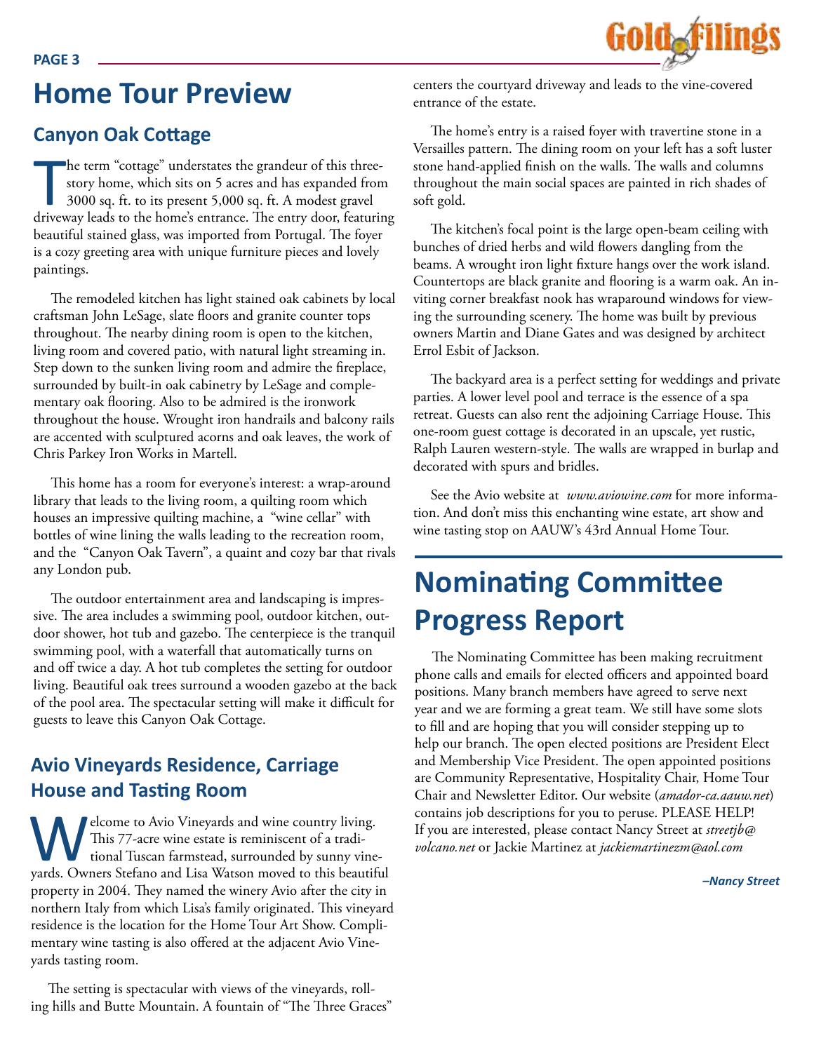# Home Tour Preview

## Canyon Oak Cottage

The term “cottage” understates the grandeur of this three-story home, which sits on 5 acres and has expanded from 3000 sq. ft. to its present 5,000 sq. ft. A modest gravel driveway leads to the home’s entrance. The entry door, featuring beautiful stained glass, was imported from Portugal. The foyer is a cozy greeting area with unique furniture pieces and lovely paintings.

The remodeled kitchen has light stained oak cabinets by local craftsman John LeSage, slate floors and granite counter tops throughout. The nearby dining room is open to the kitchen, living room and covered patio, with natural light streaming in. Step down to the sunken living room and admire the fireplace, surrounded by built-in oak cabinetry by LeSage and complementary oak flooring. Also to be admired is the ironwork throughout the house. Wrought iron handrails and balcony rails are accented with sculptured acorns and oak leaves, the work of Chris Parkey Iron Works in Martell.

This home has a room for everyone’s interest: a wrap-around library that leads to the living room, a quilting room which houses an impressive quilting machine, a “wine cellar” with bottles of wine lining the walls leading to the recreation room, and the “Canyon Oak Tavern”, a quaint and cozy bar that rivals any London pub.

The outdoor entertainment area and landscaping is impressive. The area includes a swimming pool, outdoor kitchen, outdoor shower, hot tub and gazebo. The centerpiece is the tranquil swimming pool, with a waterfall that automatically turns on and off twice a day. A hot tub completes the setting for outdoor living. Beautiful oak trees surround a wooden gazebo at the back of the pool area. The spectacular setting will make it difficult for guests to leave this Canyon Oak Cottage.

## Avio Vineyards Residence, Carriage House and Tasting Room

Welcome to Avio Vineyards and wine country living. This 77-acre wine estate is reminiscent of a traditional Tuscan farmstead, surrounded by sunny vineyards. Owners Stefano and Lisa Watson moved to this beautiful property in 2004. They named the winery Avio after the city in northern Italy from which Lisa’s family originated. This vineyard residence is the location for the Home Tour Art Show. Complimentary wine tasting is also offered at the adjacent Avio Vineyards tasting room.

The setting is spectacular with views of the vineyards, rolling hills and Butte Mountain. A fountain of “The Three Graces” centers the courtyard driveway and leads to the vine-covered entrance of the estate.

The home’s entry is a raised foyer with travertine stone in a Versailles pattern. The dining room on your left has a soft luster stone hand-applied finish on the walls. The walls and columns throughout the main social spaces are painted in rich shades of soft gold.

The kitchen’s focal point is the large open-beam ceiling with bunches of dried herbs and wild flowers dangling from the beams. A wrought iron light fixture hangs over the work island. Countertops are black granite and flooring is a warm oak. An inviting corner breakfast nook has wraparound windows for viewing the surrounding scenery. The home was built by previous owners Martin and Diane Gates and was designed by architect Errol Esbit of Jackson.

The backyard area is a perfect setting for weddings and private parties. A lower level pool and terrace is the essence of a spa retreat. Guests can also rent the adjoining Carriage House. This one-room guest cottage is decorated in an upscale, yet rustic, Ralph Lauren western-style. The walls are wrapped in burlap and decorated with spurs and bridles.

See the Avio website at *www.aviowine.com* for more information. And don’t miss this enchanting wine estate, art show and wine tasting stop on AAUW’s 43rd Annual Home Tour.

# Nominating Committee Progress Report

The Nominating Committee has been making recruitment phone calls and emails for elected officers and appointed board positions. Many branch members have agreed to serve next year and we are forming a great team. We still have some slots to fill and are hoping that you will consider stepping up to help our branch. The open elected positions are President Elect and Membership Vice President. The open appointed positions are Community Representative, Hospitality Chair, Home Tour Chair and Newsletter Editor. Our website (*amador-ca.aauw.net*) contains job descriptions for you to peruse. PLEASE HELP! If you are interested, please contact Nancy Street at *streetjb@volcano.net* or Jackie Martinez at *jackiemartinezm@aol.com*

***–Nancy Street***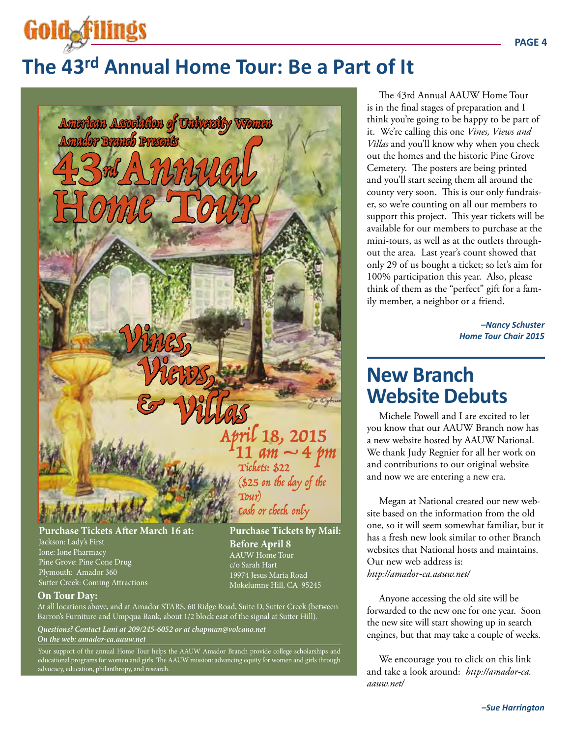# The 43rd Annual Home Tour: Be a Part of It

American Association of University Women
Amador Branch Presents

43rd Annual Home Tour

*Vines, Views, & Villas*

April 18, 2015
11 am ~ 4 pm
Tickets: $22
($25 on the day of the Tour)
cash or check only

**Purchase Tickets After March 16 at:**
Jackson: Lady's First
Ione: Ione Pharmacy
Pine Grove: Pine Cone Drug
Plymouth: Amador 360
Sutter Creek: Coming Attractions

**Purchase Tickets by Mail: Before April 8**
AAUW Home Tour
c/o Sarah Hart
19974 Jesus Maria Road
Mokelumne Hill, CA 95245

**On Tour Day:**
At all locations above, and at Amador STARS, 60 Ridge Road, Suite D, Sutter Creek (between Barron's Furniture and Umpqua Bank, about 1/2 block east of the signal at Sutter Hill).

***Questions? Contact Lani at 209/245-6052 or at chapman@volcano.net***
***On the web: amador-ca.aauw.net***

Your support of the annual Home Tour helps the AAUW Amador Branch provide college scholarships and educational programs for women and girls. The AAUW mission: advancing equity for women and girls through advocacy, education, philanthropy, and research.

The 43rd Annual AAUW Home Tour is in the final stages of preparation and I think you're going to be happy to be part of it. We're calling this one *Vines, Views and Villas* and you'll know why when you check out the homes and the historic Pine Grove Cemetery. The posters are being printed and you'll start seeing them all around the county very soon. This is our only fundraiser, so we're counting on all our members to support this project. This year tickets will be available for our members to purchase at the mini-tours, as well as at the outlets throughout the area. Last year's count showed that only 29 of us bought a ticket; so let's aim for 100% participation this year. Also, please think of them as the "perfect" gift for a family member, a neighbor or a friend.

***–Nancy Schuster***
***Home Tour Chair 2015***

## New Branch Website Debuts

Michele Powell and I are excited to let you know that our AAUW Branch now has a new website hosted by AAUW National. We thank Judy Regnier for all her work on and contributions to our original website and now we are entering a new era.

Megan at National created our new website based on the information from the old one, so it will seem somewhat familiar, but it has a fresh new look similar to other Branch websites that National hosts and maintains. Our new web address is: *http://amador-ca.aauw.net/*

Anyone accessing the old site will be forwarded to the new one for one year. Soon the new site will start showing up in search engines, but that may take a couple of weeks.

We encourage you to click on this link and take a look around: *http://amador-ca.aauw.net/*

***–Sue Harrington***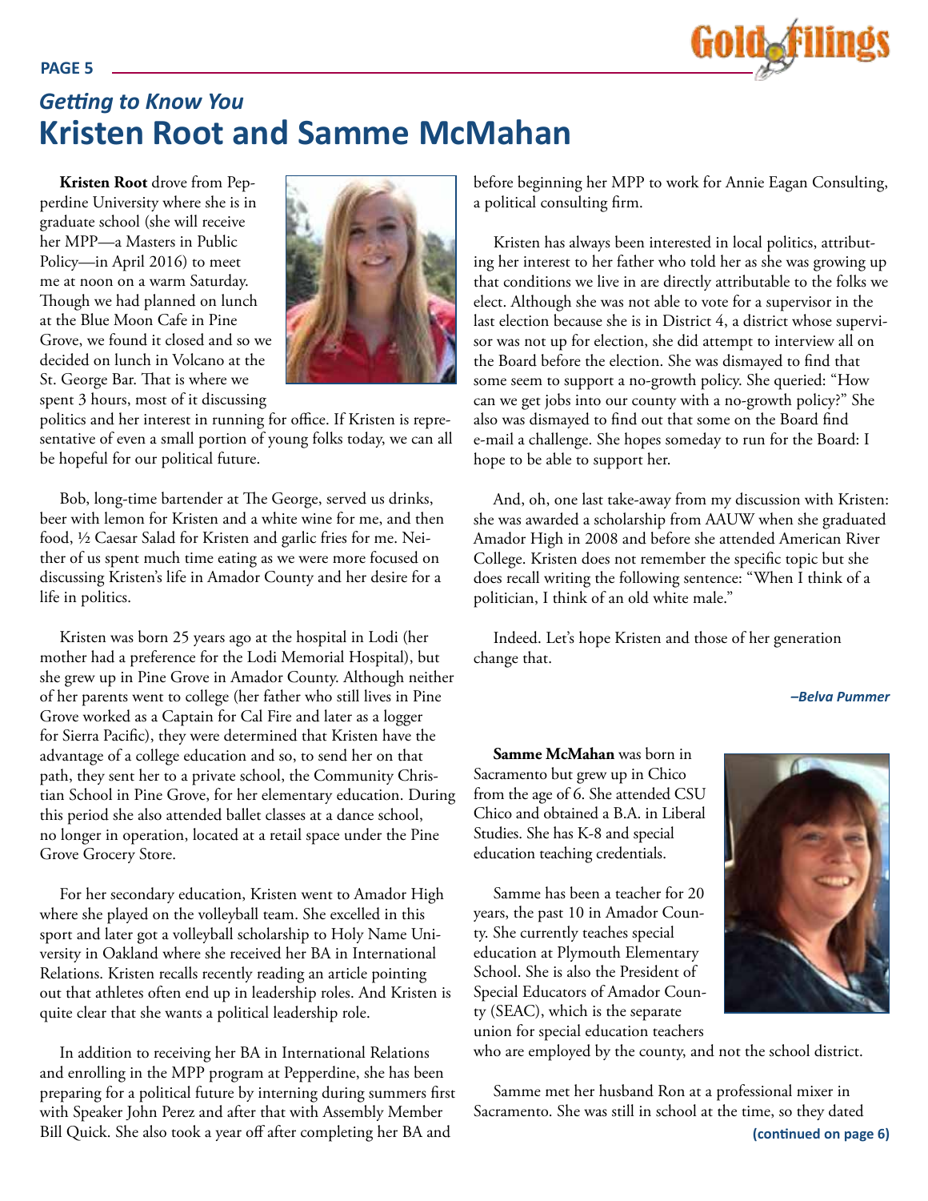*Getting to Know You*

# Kristen Root and Samme McMahan

**Kristen Root** drove from Pepperdine University where she is in graduate school (she will receive her MPP—a Masters in Public Policy—in April 2016) to meet me at noon on a warm Saturday. Though we had planned on lunch at the Blue Moon Cafe in Pine Grove, we found it closed and so we decided on lunch in Volcano at the St. George Bar. That is where we spent 3 hours, most of it discussing politics and her interest in running for office. If Kristen is representative of even a small portion of young folks today, we can all be hopeful for our political future.

Bob, long-time bartender at The George, served us drinks, beer with lemon for Kristen and a white wine for me, and then food, ½ Caesar Salad for Kristen and garlic fries for me. Neither of us spent much time eating as we were more focused on discussing Kristen's life in Amador County and her desire for a life in politics.

Kristen was born 25 years ago at the hospital in Lodi (her mother had a preference for the Lodi Memorial Hospital), but she grew up in Pine Grove in Amador County. Although neither of her parents went to college (her father who still lives in Pine Grove worked as a Captain for Cal Fire and later as a logger for Sierra Pacific), they were determined that Kristen have the advantage of a college education and so, to send her on that path, they sent her to a private school, the Community Christian School in Pine Grove, for her elementary education. During this period she also attended ballet classes at a dance school, no longer in operation, located at a retail space under the Pine Grove Grocery Store.

For her secondary education, Kristen went to Amador High where she played on the volleyball team. She excelled in this sport and later got a volleyball scholarship to Holy Name University in Oakland where she received her BA in International Relations. Kristen recalls recently reading an article pointing out that athletes often end up in leadership roles. And Kristen is quite clear that she wants a political leadership role.

In addition to receiving her BA in International Relations and enrolling in the MPP program at Pepperdine, she has been preparing for a political future by interning during summers first with Speaker John Perez and after that with Assembly Member Bill Quick. She also took a year off after completing her BA and before beginning her MPP to work for Annie Eagan Consulting, a political consulting firm.

Kristen has always been interested in local politics, attributing her interest to her father who told her as she was growing up that conditions we live in are directly attributable to the folks we elect. Although she was not able to vote for a supervisor in the last election because she is in District 4, a district whose supervisor was not up for election, she did attempt to interview all on the Board before the election. She was dismayed to find that some seem to support a no-growth policy. She queried: "How can we get jobs into our county with a no-growth policy?" She also was dismayed to find out that some on the Board find e-mail a challenge. She hopes someday to run for the Board: I hope to be able to support her.

And, oh, one last take-away from my discussion with Kristen: she was awarded a scholarship from AAUW when she graduated Amador High in 2008 and before she attended American River College. Kristen does not remember the specific topic but she does recall writing the following sentence: "When I think of a politician, I think of an old white male."

Indeed. Let's hope Kristen and those of her generation change that.

*–Belva Pummer*

**Samme McMahan** was born in Sacramento but grew up in Chico from the age of 6. She attended CSU Chico and obtained a B.A. in Liberal Studies. She has K-8 and special education teaching credentials.

Samme has been a teacher for 20 years, the past 10 in Amador County. She currently teaches special education at Plymouth Elementary School. She is also the President of Special Educators of Amador County (SEAC), which is the separate union for special education teachers who are employed by the county, and not the school district.

Samme met her husband Ron at a professional mixer in Sacramento. She was still in school at the time, so they dated

**(continued on page 6)**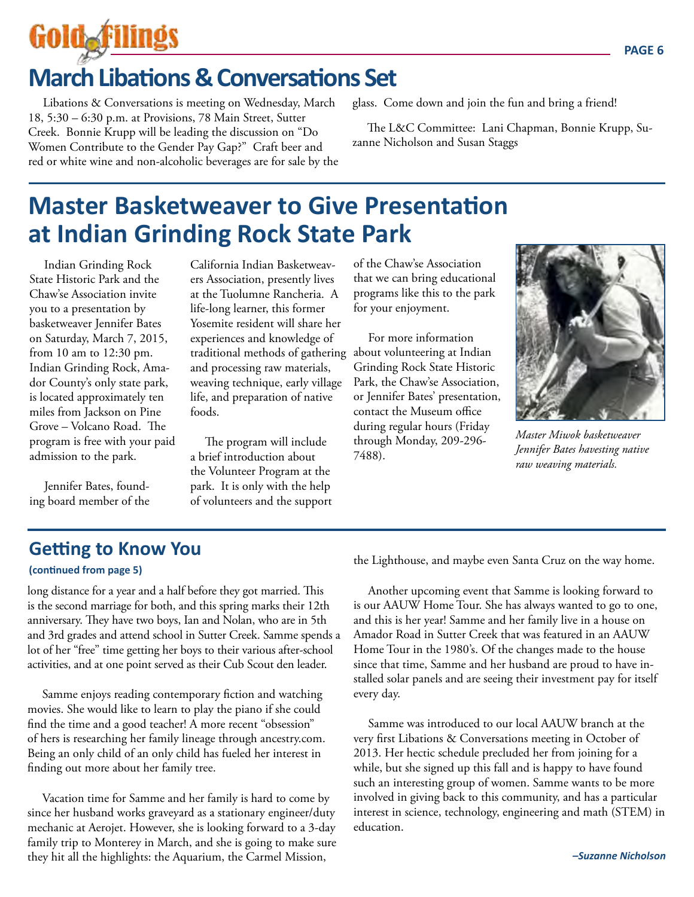# March Libations & Conversations Set

Libations & Conversations is meeting on Wednesday, March 18, 5:30 – 6:30 p.m. at Provisions, 78 Main Street, Sutter Creek. Bonnie Krupp will be leading the discussion on "Do Women Contribute to the Gender Pay Gap?" Craft beer and red or white wine and non-alcoholic beverages are for sale by the glass. Come down and join the fun and bring a friend!

The L&C Committee: Lani Chapman, Bonnie Krupp, Suzanne Nicholson and Susan Staggs

# Master Basketweaver to Give Presentation at Indian Grinding Rock State Park

Indian Grinding Rock State Historic Park and the Chaw'se Association invite you to a presentation by basketweaver Jennifer Bates on Saturday, March 7, 2015, from 10 am to 12:30 pm. Indian Grinding Rock, Amador County's only state park, is located approximately ten miles from Jackson on Pine Grove – Volcano Road. The program is free with your paid admission to the park.

Jennifer Bates, founding board member of the California Indian Basketweavers Association, presently lives at the Tuolumne Rancheria. A life-long learner, this former Yosemite resident will share her experiences and knowledge of traditional methods of gathering and processing raw materials, weaving technique, early village life, and preparation of native foods.

The program will include a brief introduction about the Volunteer Program at the park. It is only with the help of volunteers and the support of the Chaw'se Association that we can bring educational programs like this to the park for your enjoyment.

For more information about volunteering at Indian Grinding Rock State Historic Park, the Chaw'se Association, or Jennifer Bates' presentation, contact the Museum office during regular hours (Friday through Monday, 209-296-7488).

*Master Miwok basketweaver Jennifer Bates havesting native raw weaving materials.*

## Getting to Know You

**(continued from page 5)**

long distance for a year and a half before they got married. This is the second marriage for both, and this spring marks their 12th anniversary. They have two boys, Ian and Nolan, who are in 5th and 3rd grades and attend school in Sutter Creek. Samme spends a lot of her "free" time getting her boys to their various after-school activities, and at one point served as their Cub Scout den leader.

Samme enjoys reading contemporary fiction and watching movies. She would like to learn to play the piano if she could find the time and a good teacher! A more recent "obsession" of hers is researching her family lineage through ancestry.com. Being an only child of an only child has fueled her interest in finding out more about her family tree.

Vacation time for Samme and her family is hard to come by since her husband works graveyard as a stationary engineer/duty mechanic at Aerojet. However, she is looking forward to a 3-day family trip to Monterey in March, and she is going to make sure they hit all the highlights: the Aquarium, the Carmel Mission, the Lighthouse, and maybe even Santa Cruz on the way home.

Another upcoming event that Samme is looking forward to is our AAUW Home Tour. She has always wanted to go to one, and this is her year! Samme and her family live in a house on Amador Road in Sutter Creek that was featured in an AAUW Home Tour in the 1980's. Of the changes made to the house since that time, Samme and her husband are proud to have installed solar panels and are seeing their investment pay for itself every day.

Samme was introduced to our local AAUW branch at the very first Libations & Conversations meeting in October of 2013. Her hectic schedule precluded her from joining for a while, but she signed up this fall and is happy to have found such an interesting group of women. Samme wants to be more involved in giving back to this community, and has a particular interest in science, technology, engineering and math (STEM) in education.

***–Suzanne Nicholson***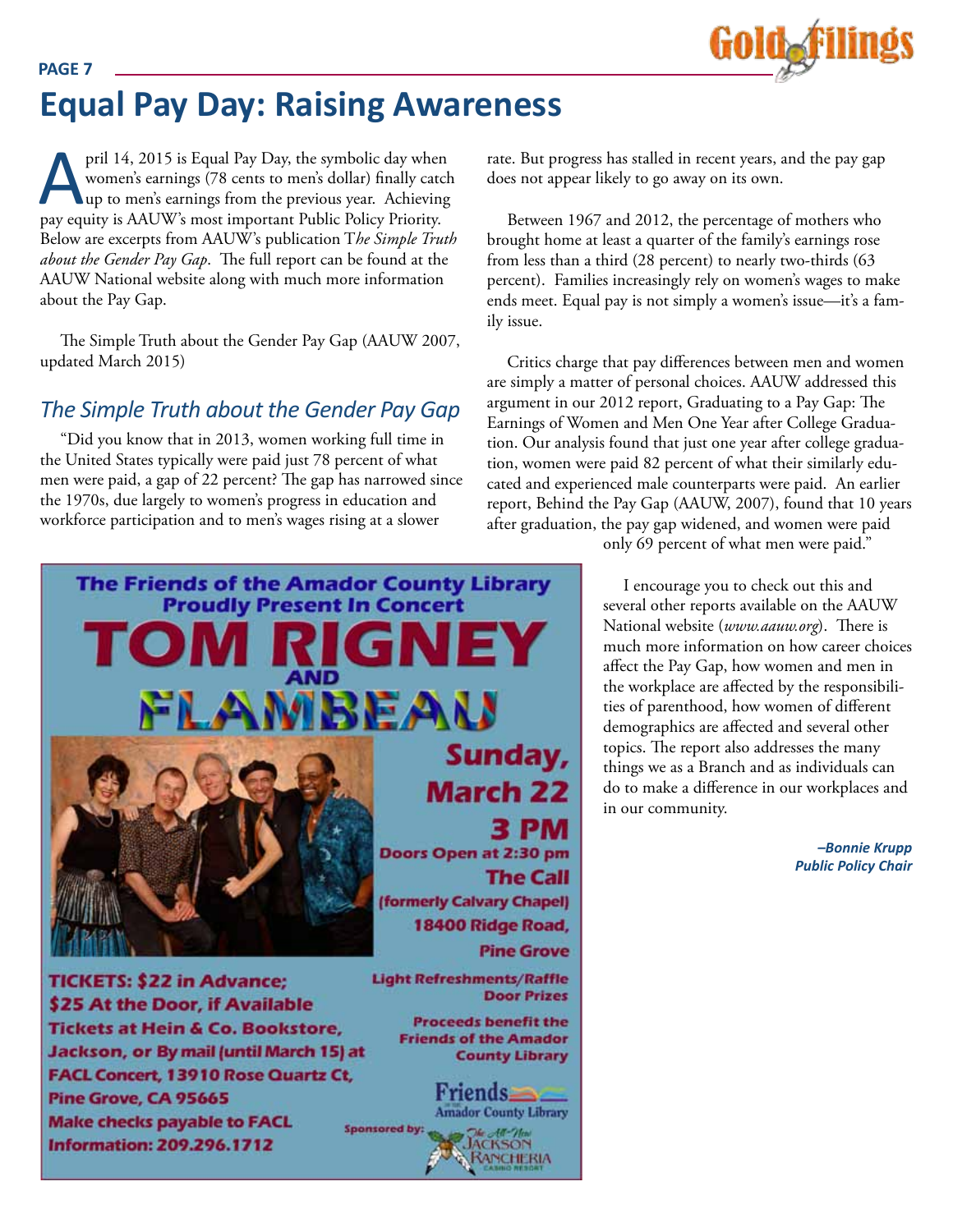# Equal Pay Day: Raising Awareness

April 14, 2015 is Equal Pay Day, the symbolic day when women's earnings (78 cents to men's dollar) finally catch up to men's earnings from the previous year. Achieving pay equity is AAUW's most important Public Policy Priority. Below are excerpts from AAUW's publication T*he Simple Truth about the Gender Pay Gap*. The full report can be found at the AAUW National website along with much more information about the Pay Gap.

The Simple Truth about the Gender Pay Gap (AAUW 2007, updated March 2015)

## *The Simple Truth about the Gender Pay Gap*

"Did you know that in 2013, women working full time in the United States typically were paid just 78 percent of what men were paid, a gap of 22 percent? The gap has narrowed since the 1970s, due largely to women's progress in education and workforce participation and to men's wages rising at a slower rate. But progress has stalled in recent years, and the pay gap does not appear likely to go away on its own.

Between 1967 and 2012, the percentage of mothers who brought home at least a quarter of the family's earnings rose from less than a third (28 percent) to nearly two-thirds (63 percent). Families increasingly rely on women's wages to make ends meet. Equal pay is not simply a women's issue—it's a family issue.

Critics charge that pay differences between men and women are simply a matter of personal choices. AAUW addressed this argument in our 2012 report, Graduating to a Pay Gap: The Earnings of Women and Men One Year after College Graduation. Our analysis found that just one year after college graduation, women were paid 82 percent of what their similarly educated and experienced male counterparts were paid. An earlier report, Behind the Pay Gap (AAUW, 2007), found that 10 years after graduation, the pay gap widened, and women were paid only 69 percent of what men were paid."

I encourage you to check out this and several other reports available on the AAUW National website (*www.aauw.org*). There is much more information on how career choices affect the Pay Gap, how women and men in the workplace are affected by the responsibilities of parenthood, how women of different demographics are affected and several other topics. The report also addresses the many things we as a Branch and as individuals can do to make a difference in our workplaces and in our community.

***–Bonnie Krupp***
***Public Policy Chair***

**The Friends of the Amador County Library Proudly Present In Concert**

**TOM RIGNEY AND FLAMBEAU**

**Sunday, March 22**
**3 PM**
**Doors Open at 2:30 pm**
**The Call (formerly Calvary Chapel)**
**18400 Ridge Road, Pine Grove**

**TICKETS: $22 in Advance; $25 At the Door, if Available**
**Tickets at Hein & Co. Bookstore, Jackson, or By mail (until March 15) at FACL Concert, 13910 Rose Quartz Ct, Pine Grove, CA 95665**
**Make checks payable to FACL**
**Information: 209.296.1712**

**Light Refreshments/Raffle Door Prizes**

**Proceeds benefit the Friends of the Amador County Library**

Friends of the Amador County Library

Sponsored by: The All-New Jackson Rancheria Casino Resort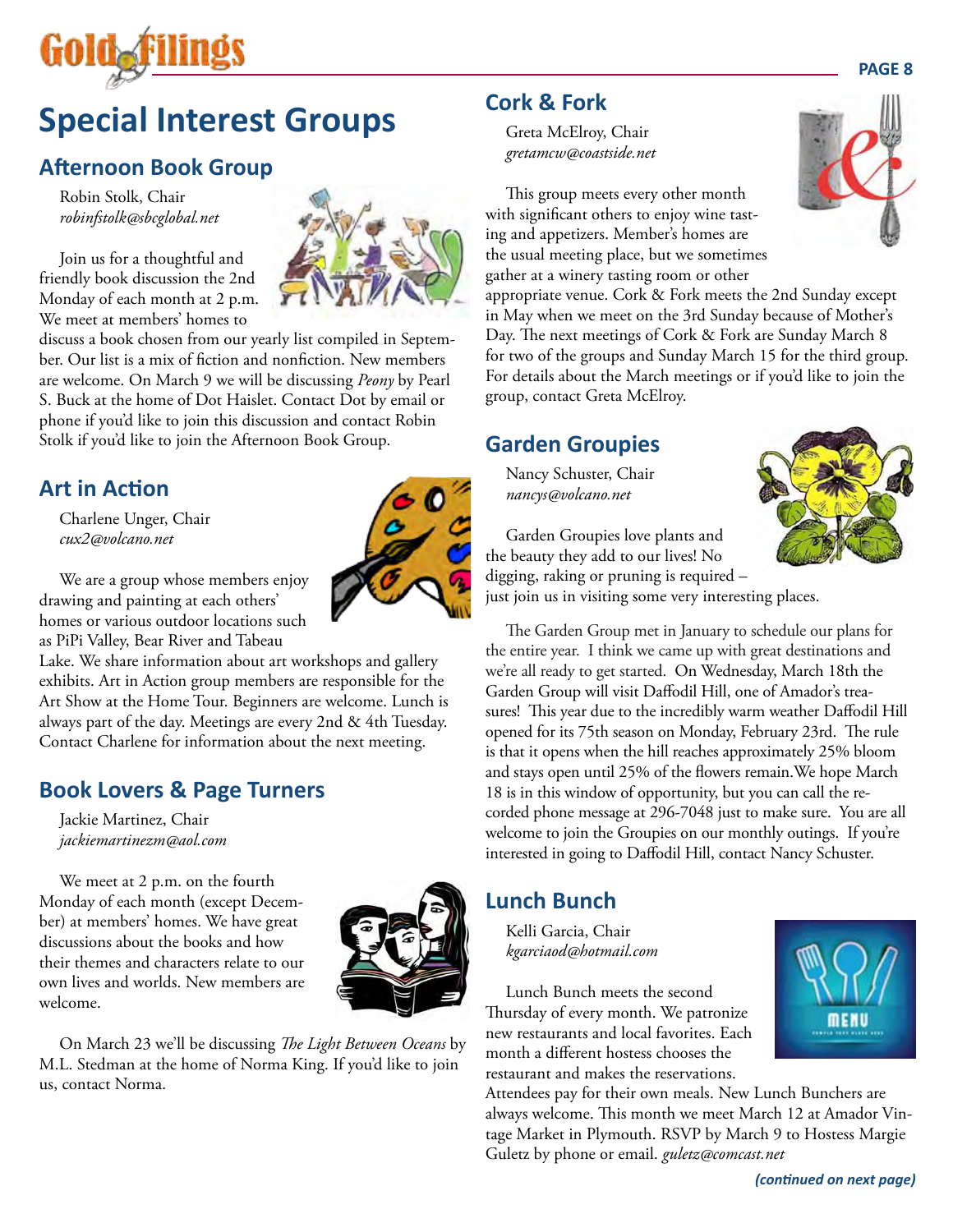# Special Interest Groups

## Afternoon Book Group

Robin Stolk, Chair
*robinfstolk@sbcglobal.net*

Join us for a thoughtful and friendly book discussion the 2nd Monday of each month at 2 p.m. We meet at members' homes to discuss a book chosen from our yearly list compiled in September. Our list is a mix of fiction and nonfiction. New members are welcome. On March 9 we will be discussing *Peony* by Pearl S. Buck at the home of Dot Haislet. Contact Dot by email or phone if you'd like to join this discussion and contact Robin Stolk if you'd like to join the Afternoon Book Group.

## Art in Action

Charlene Unger, Chair
*cux2@volcano.net*

We are a group whose members enjoy drawing and painting at each others' homes or various outdoor locations such as PiPi Valley, Bear River and Tabeau Lake. We share information about art workshops and gallery exhibits. Art in Action group members are responsible for the Art Show at the Home Tour. Beginners are welcome. Lunch is always part of the day. Meetings are every 2nd & 4th Tuesday. Contact Charlene for information about the next meeting.

## Book Lovers & Page Turners

Jackie Martinez, Chair
*jackiemartinezm@aol.com*

We meet at 2 p.m. on the fourth Monday of each month (except December) at members' homes. We have great discussions about the books and how their themes and characters relate to our own lives and worlds. New members are welcome.

On March 23 we'll be discussing *The Light Between Oceans* by M.L. Stedman at the home of Norma King. If you'd like to join us, contact Norma.

## Cork & Fork

Greta McElroy, Chair
*gretamcw@coastside.net*

This group meets every other month with significant others to enjoy wine tasting and appetizers. Member's homes are the usual meeting place, but we sometimes gather at a winery tasting room or other appropriate venue. Cork & Fork meets the 2nd Sunday except in May when we meet on the 3rd Sunday because of Mother's Day. The next meetings of Cork & Fork are Sunday March 8 for two of the groups and Sunday March 15 for the third group. For details about the March meetings or if you'd like to join the group, contact Greta McElroy.

## Garden Groupies

Nancy Schuster, Chair
*nancys@volcano.net*

Garden Groupies love plants and the beauty they add to our lives! No digging, raking or pruning is required – just join us in visiting some very interesting places.

The Garden Group met in January to schedule our plans for the entire year. I think we came up with great destinations and we're all ready to get started. On Wednesday, March 18th the Garden Group will visit Daffodil Hill, one of Amador's treasures! This year due to the incredibly warm weather Daffodil Hill opened for its 75th season on Monday, February 23rd. The rule is that it opens when the hill reaches approximately 25% bloom and stays open until 25% of the flowers remain.We hope March 18 is in this window of opportunity, but you can call the recorded phone message at 296-7048 just to make sure. You are all welcome to join the Groupies on our monthly outings. If you're interested in going to Daffodil Hill, contact Nancy Schuster.

## Lunch Bunch

Kelli Garcia, Chair
*kgarciaod@hotmail.com*

Lunch Bunch meets the second Thursday of every month. We patronize new restaurants and local favorites. Each month a different hostess chooses the restaurant and makes the reservations. Attendees pay for their own meals. New Lunch Bunchers are always welcome. This month we meet March 12 at Amador Vintage Market in Plymouth. RSVP by March 9 to Hostess Margie Guletz by phone or email. *guletz@comcast.net*

***(continued on next page)***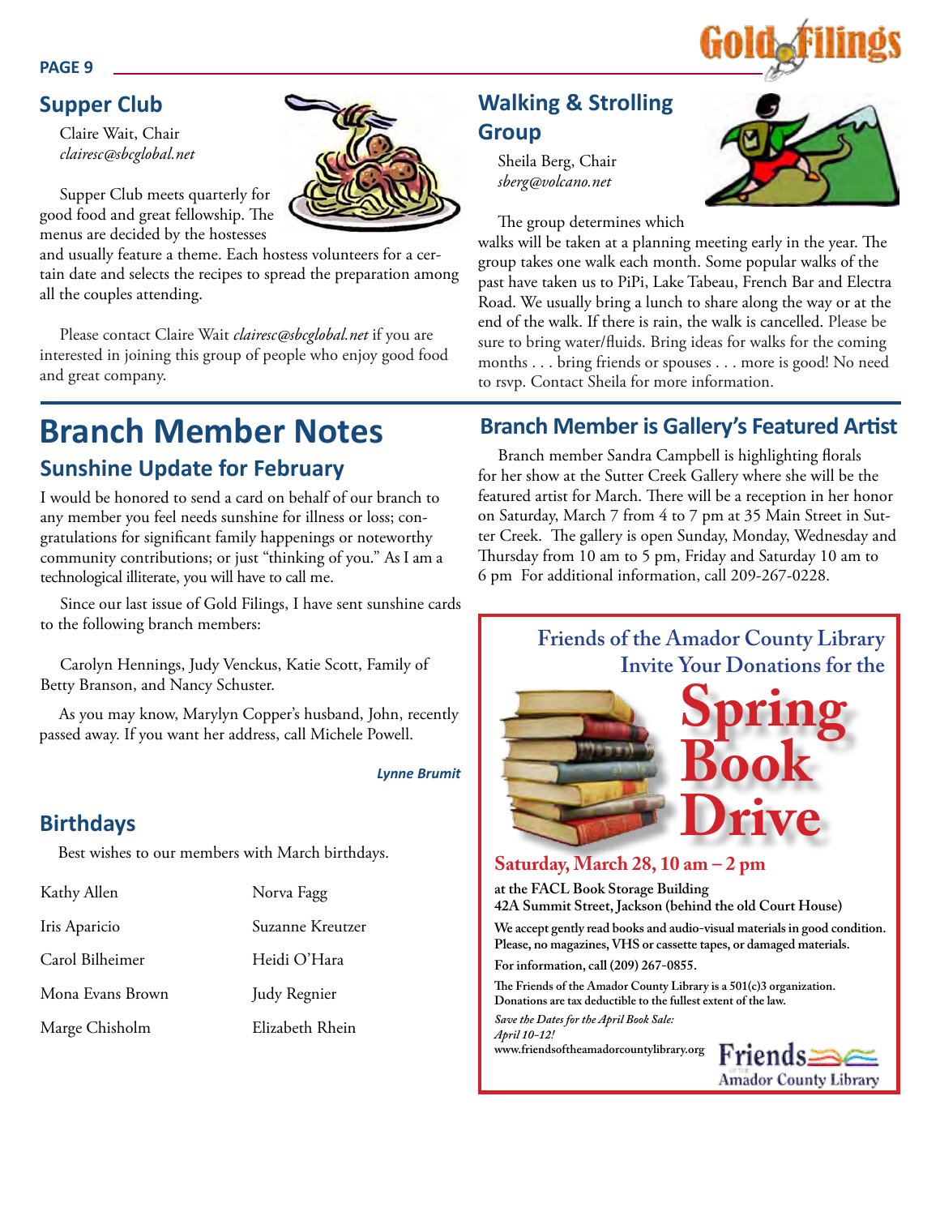## Supper Club

Claire Wait, Chair
*clairesc@sbcglobal.net*

Supper Club meets quarterly for good food and great fellowship. The menus are decided by the hostesses and usually feature a theme. Each hostess volunteers for a certain date and selects the recipes to spread the preparation among all the couples attending.

Please contact Claire Wait *clairesc@sbcglobal.net* if you are interested in joining this group of people who enjoy good food and great company.

## Walking & Strolling Group

Sheila Berg, Chair
*sberg@volcano.net*

The group determines which walks will be taken at a planning meeting early in the year. The group takes one walk each month. Some popular walks of the past have taken us to PiPi, Lake Tabeau, French Bar and Electra Road. We usually bring a lunch to share along the way or at the end of the walk. If there is rain, the walk is cancelled. Please be sure to bring water/fluids. Bring ideas for walks for the coming months . . . bring friends or spouses . . . more is good! No need to rsvp. Contact Sheila for more information.

# Branch Member Notes

## Sunshine Update for February

I would be honored to send a card on behalf of our branch to any member you feel needs sunshine for illness or loss; congratulations for significant family happenings or noteworthy community contributions; or just "thinking of you." As I am a technological illiterate, you will have to call me.

Since our last issue of Gold Filings, I have sent sunshine cards to the following branch members:

Carolyn Hennings, Judy Venckus, Katie Scott, Family of Betty Branson, and Nancy Schuster.

As you may know, Marylyn Copper's husband, John, recently passed away. If you want her address, call Michele Powell.

***Lynne Brumit***

## Birthdays

Best wishes to our members with March birthdays.

| | |
|---|---|
| Kathy Allen | Norva Fagg |
| Iris Aparicio | Suzanne Kreutzer |
| Carol Bilheimer | Heidi O'Hara |
| Mona Evans Brown | Judy Regnier |
| Marge Chisholm | Elizabeth Rhein |

## Branch Member is Gallery's Featured Artist

Branch member Sandra Campbell is highlighting florals for her show at the Sutter Creek Gallery where she will be the featured artist for March. There will be a reception in her honor on Saturday, March 7 from 4 to 7 pm at 35 Main Street in Sutter Creek. The gallery is open Sunday, Monday, Wednesday and Thursday from 10 am to 5 pm, Friday and Saturday 10 am to 6 pm For additional information, call 209-267-0228.

**Friends of the Amador County Library Invite Your Donations for the**

# Spring Book Drive

**Saturday, March 28, 10 am – 2 pm**

**at the FACL Book Storage Building**
**42A Summit Street, Jackson (behind the old Court House)**

**We accept gently read books and audio-visual materials in good condition. Please, no magazines, VHS or cassette tapes, or damaged materials.**

**For information, call (209) 267-0855.**

**The Friends of the Amador County Library is a 501(c)3 organization. Donations are tax deductible to the fullest extent of the law.**

***Save the Dates for the April Book Sale: April 10-12!***
**www.friendsoftheamadorcountylibrary.org**

Friends of the Amador County Library